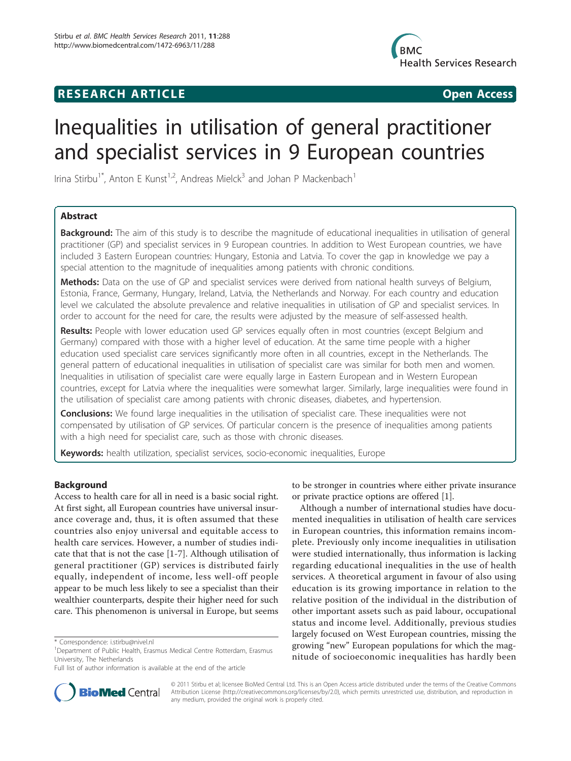RESEARCH ARTICLE Open Access

# Inequalities in utilisation of general practitioner and specialist services in 9 European countries

Irina Stirbu[1*], Anton E Kunst[1,2], Andreas Mielck[3] and Johan P Mackenbach[1]

## Abstract

**Background:** The aim of this study is to describe the magnitude of educational inequalities in utilisation of general practitioner (GP) and specialist services in 9 European countries. In addition to West European countries, we have included 3 Eastern European countries: Hungary, Estonia and Latvia. To cover the gap in knowledge we pay a special attention to the magnitude of inequalities among patients with chronic conditions.

**Methods:** Data on the use of GP and specialist services were derived from national health surveys of Belgium, Estonia, France, Germany, Hungary, Ireland, Latvia, the Netherlands and Norway. For each country and education level we calculated the absolute prevalence and relative inequalities in utilisation of GP and specialist services. In order to account for the need for care, the results were adjusted by the measure of self-assessed health.

**Results:** People with lower education used GP services equally often in most countries (except Belgium and Germany) compared with those with a higher level of education. At the same time people with a higher education used specialist care services significantly more often in all countries, except in the Netherlands. The general pattern of educational inequalities in utilisation of specialist care was similar for both men and women. Inequalities in utilisation of specialist care were equally large in Eastern European and in Western European countries, except for Latvia where the inequalities were somewhat larger. Similarly, large inequalities were found in the utilisation of specialist care among patients with chronic diseases, diabetes, and hypertension.

**Conclusions:** We found large inequalities in the utilisation of specialist care. These inequalities were not compensated by utilisation of GP services. Of particular concern is the presence of inequalities among patients with a high need for specialist care, such as those with chronic diseases.

**Keywords:** health utilization, specialist services, socio-economic inequalities, Europe

## Background

Access to health care for all in need is a basic social right. At first sight, all European countries have universal insurance coverage and, thus, it is often assumed that these countries also enjoy universal and equitable access to health care services. However, a number of studies indicate that that is not the case [1-7]. Although utilisation of general practitioner (GP) services is distributed fairly equally, independent of income, less well-off people appear to be much less likely to see a specialist than their wealthier counterparts, despite their higher need for such care. This phenomenon is universal in Europe, but seems to be stronger in countries where either private insurance or private practice options are offered [1].

Although a number of international studies have documented inequalities in utilisation of health care services in European countries, this information remains incomplete. Previously only income inequalities in utilisation were studied internationally, thus information is lacking regarding educational inequalities in the use of health services. A theoretical argument in favour of also using education is its growing importance in relation to the relative position of the individual in the distribution of other important assets such as paid labour, occupational status and income level. Additionally, previous studies largely focused on West European countries, missing the growing "new" European populations for which the magnitude of socioeconomic inequalities has hardly been

\* Correspondence: i.stirbu@nivel.nl
[1]Department of Public Health, Erasmus Medical Centre Rotterdam, Erasmus University, The Netherlands
Full list of author information is available at the end of the article

© 2011 Stirbu et al; licensee BioMed Central Ltd. This is an Open Access article distributed under the terms of the Creative Commons Attribution License (http://creativecommons.org/licenses/by/2.0), which permits unrestricted use, distribution, and reproduction in any medium, provided the original work is properly cited.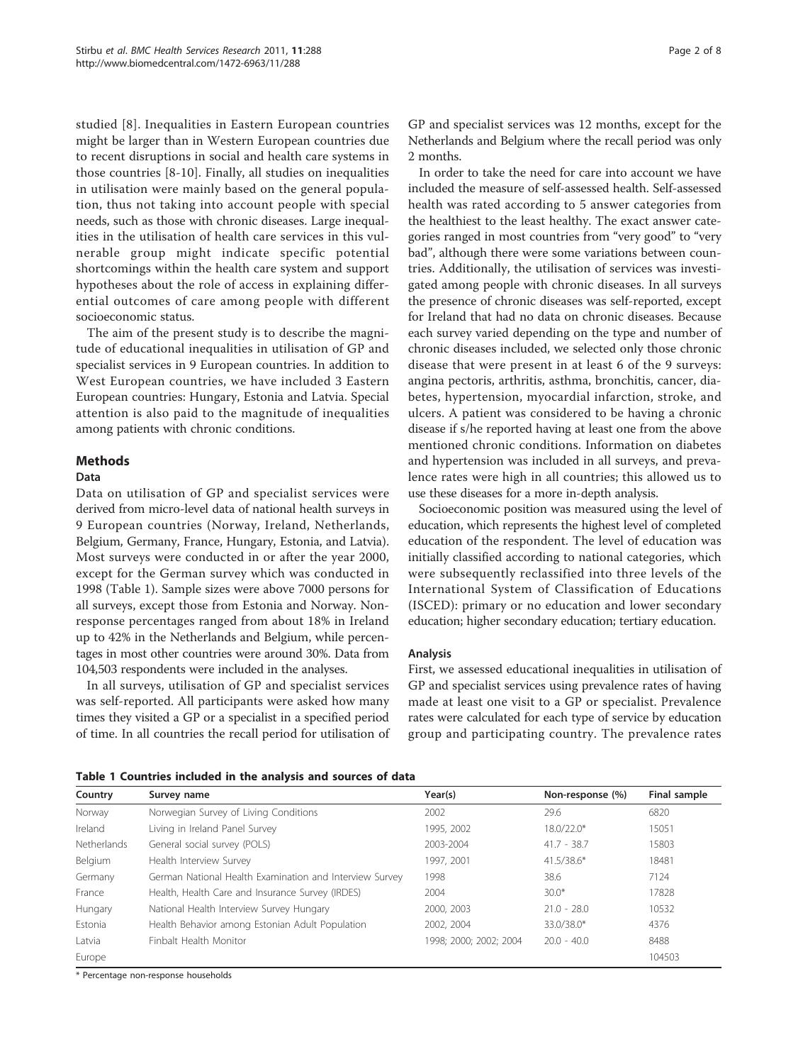studied [8]. Inequalities in Eastern European countries might be larger than in Western European countries due to recent disruptions in social and health care systems in those countries [8-10]. Finally, all studies on inequalities in utilisation were mainly based on the general population, thus not taking into account people with special needs, such as those with chronic diseases. Large inequalities in the utilisation of health care services in this vulnerable group might indicate specific potential shortcomings within the health care system and support hypotheses about the role of access in explaining differential outcomes of care among people with different socioeconomic status.

The aim of the present study is to describe the magnitude of educational inequalities in utilisation of GP and specialist services in 9 European countries. In addition to West European countries, we have included 3 Eastern European countries: Hungary, Estonia and Latvia. Special attention is also paid to the magnitude of inequalities among patients with chronic conditions.

## Methods

### Data

Data on utilisation of GP and specialist services were derived from micro-level data of national health surveys in 9 European countries (Norway, Ireland, Netherlands, Belgium, Germany, France, Hungary, Estonia, and Latvia). Most surveys were conducted in or after the year 2000, except for the German survey which was conducted in 1998 (Table 1). Sample sizes were above 7000 persons for all surveys, except those from Estonia and Norway. Non-response percentages ranged from about 18% in Ireland up to 42% in the Netherlands and Belgium, while percentages in most other countries were around 30%. Data from 104,503 respondents were included in the analyses.

In all surveys, utilisation of GP and specialist services was self-reported. All participants were asked how many times they visited a GP or a specialist in a specified period of time. In all countries the recall period for utilisation of GP and specialist services was 12 months, except for the Netherlands and Belgium where the recall period was only 2 months.

In order to take the need for care into account we have included the measure of self-assessed health. Self-assessed health was rated according to 5 answer categories from the healthiest to the least healthy. The exact answer categories ranged in most countries from "very good" to "very bad", although there were some variations between countries. Additionally, the utilisation of services was investigated among people with chronic diseases. In all surveys the presence of chronic diseases was self-reported, except for Ireland that had no data on chronic diseases. Because each survey varied depending on the type and number of chronic diseases included, we selected only those chronic disease that were present in at least 6 of the 9 surveys: angina pectoris, arthritis, asthma, bronchitis, cancer, diabetes, hypertension, myocardial infarction, stroke, and ulcers. A patient was considered to be having a chronic disease if s/he reported having at least one from the above mentioned chronic conditions. Information on diabetes and hypertension was included in all surveys, and prevalence rates were high in all countries; this allowed us to use these diseases for a more in-depth analysis.

Socioeconomic position was measured using the level of education, which represents the highest level of completed education of the respondent. The level of education was initially classified according to national categories, which were subsequently reclassified into three levels of the International System of Classification of Educations (ISCED): primary or no education and lower secondary education; higher secondary education; tertiary education.

### Analysis

First, we assessed educational inequalities in utilisation of GP and specialist services using prevalence rates of having made at least one visit to a GP or specialist. Prevalence rates were calculated for each type of service by education group and participating country. The prevalence rates

**Table 1 Countries included in the analysis and sources of data**

| Country | Survey name | Year(s) | Non-response (%) | Final sample |
|---|---|---|---|---|
| Norway | Norwegian Survey of Living Conditions | 2002 | 29.6 | 6820 |
| Ireland | Living in Ireland Panel Survey | 1995, 2002 | 18.0/22.0* | 15051 |
| Netherlands | General social survey (POLS) | 2003-2004 | 41.7 - 38.7 | 15803 |
| Belgium | Health Interview Survey | 1997, 2001 | 41.5/38.6* | 18481 |
| Germany | German National Health Examination and Interview Survey | 1998 | 38.6 | 7124 |
| France | Health, Health Care and Insurance Survey (IRDES) | 2004 | 30.0* | 17828 |
| Hungary | National Health Interview Survey Hungary | 2000, 2003 | 21.0 - 28.0 | 10532 |
| Estonia | Health Behavior among Estonian Adult Population | 2002, 2004 | 33.0/38.0* | 4376 |
| Latvia | Finbalt Health Monitor | 1998; 2000; 2002; 2004 | 20.0 - 40.0 | 8488 |
| Europe | | | | 104503 |

\* Percentage non-response households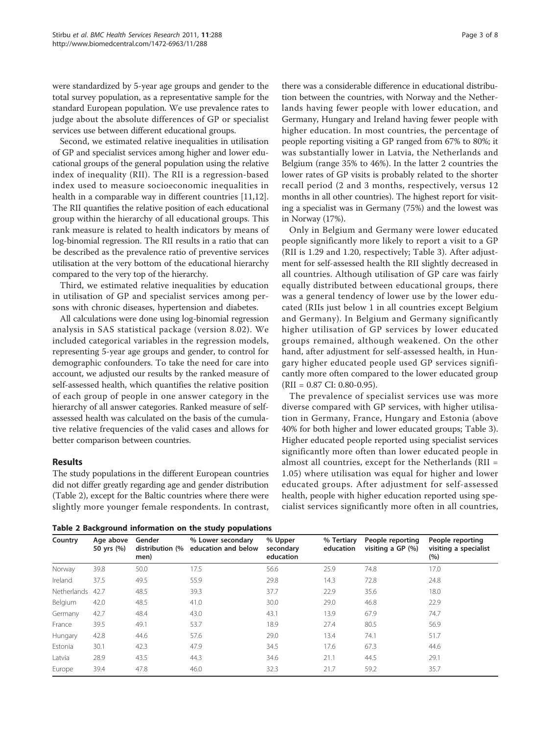were standardized by 5-year age groups and gender to the total survey population, as a representative sample for the standard European population. We use prevalence rates to judge about the absolute differences of GP or specialist services use between different educational groups.

Second, we estimated relative inequalities in utilisation of GP and specialist services among higher and lower educational groups of the general population using the relative index of inequality (RII). The RII is a regression-based index used to measure socioeconomic inequalities in health in a comparable way in different countries [11,12]. The RII quantifies the relative position of each educational group within the hierarchy of all educational groups. This rank measure is related to health indicators by means of log-binomial regression. The RII results in a ratio that can be described as the prevalence ratio of preventive services utilisation at the very bottom of the educational hierarchy compared to the very top of the hierarchy.

Third, we estimated relative inequalities by education in utilisation of GP and specialist services among persons with chronic diseases, hypertension and diabetes.

All calculations were done using log-binomial regression analysis in SAS statistical package (version 8.02). We included categorical variables in the regression models, representing 5-year age groups and gender, to control for demographic confounders. To take the need for care into account, we adjusted our results by the ranked measure of self-assessed health, which quantifies the relative position of each group of people in one answer category in the hierarchy of all answer categories. Ranked measure of self-assessed health was calculated on the basis of the cumulative relative frequencies of the valid cases and allows for better comparison between countries.

## Results

The study populations in the different European countries did not differ greatly regarding age and gender distribution (Table 2), except for the Baltic countries where there were slightly more younger female respondents. In contrast, there was a considerable difference in educational distribution between the countries, with Norway and the Netherlands having fewer people with lower education, and Germany, Hungary and Ireland having fewer people with higher education. In most countries, the percentage of people reporting visiting a GP ranged from 67% to 80%; it was substantially lower in Latvia, the Netherlands and Belgium (range 35% to 46%). In the latter 2 countries the lower rates of GP visits is probably related to the shorter recall period (2 and 3 months, respectively, versus 12 months in all other countries). The highest report for visiting a specialist was in Germany (75%) and the lowest was in Norway (17%).

Only in Belgium and Germany were lower educated people significantly more likely to report a visit to a GP (RII is 1.29 and 1.20, respectively; Table 3). After adjustment for self-assessed health the RII slightly decreased in all countries. Although utilisation of GP care was fairly equally distributed between educational groups, there was a general tendency of lower use by the lower educated (RIIs just below 1 in all countries except Belgium and Germany). In Belgium and Germany significantly higher utilisation of GP services by lower educated groups remained, although weakened. On the other hand, after adjustment for self-assessed health, in Hungary higher educated people used GP services significantly more often compared to the lower educated group (RII = 0.87 CI: 0.80-0.95).

The prevalence of specialist services use was more diverse compared with GP services, with higher utilisation in Germany, France, Hungary and Estonia (above 40% for both higher and lower educated groups; Table 3). Higher educated people reported using specialist services significantly more often than lower educated people in almost all countries, except for the Netherlands (RII = 1.05) where utilisation was equal for higher and lower educated groups. After adjustment for self-assessed health, people with higher education reported using specialist services significantly more often in all countries,

**Table 2 Background information on the study populations**

| Country | Age above 50 yrs (%) | Gender distribution (% men) | % Lower secondary education and below | % Upper secondary education | % Tertiary education | People reporting visiting a GP (%) | People reporting visiting a specialist (%) |
|---|---|---|---|---|---|---|---|
| Norway | 39.8 | 50.0 | 17.5 | 56.6 | 25.9 | 74.8 | 17.0 |
| Ireland | 37.5 | 49.5 | 55.9 | 29.8 | 14.3 | 72.8 | 24.8 |
| Netherlands | 42.7 | 48.5 | 39.3 | 37.7 | 22.9 | 35.6 | 18.0 |
| Belgium | 42.0 | 48.5 | 41.0 | 30.0 | 29.0 | 46.8 | 22.9 |
| Germany | 42.7 | 48.4 | 43.0 | 43.1 | 13.9 | 67.9 | 74.7 |
| France | 39.5 | 49.1 | 53.7 | 18.9 | 27.4 | 80.5 | 56.9 |
| Hungary | 42.8 | 44.6 | 57.6 | 29.0 | 13.4 | 74.1 | 51.7 |
| Estonia | 30.1 | 42.3 | 47.9 | 34.5 | 17.6 | 67.3 | 44.6 |
| Latvia | 28.9 | 43.5 | 44.3 | 34.6 | 21.1 | 44.5 | 29.1 |
| Europe | 39.4 | 47.8 | 46.0 | 32.3 | 21.7 | 59.2 | 35.7 |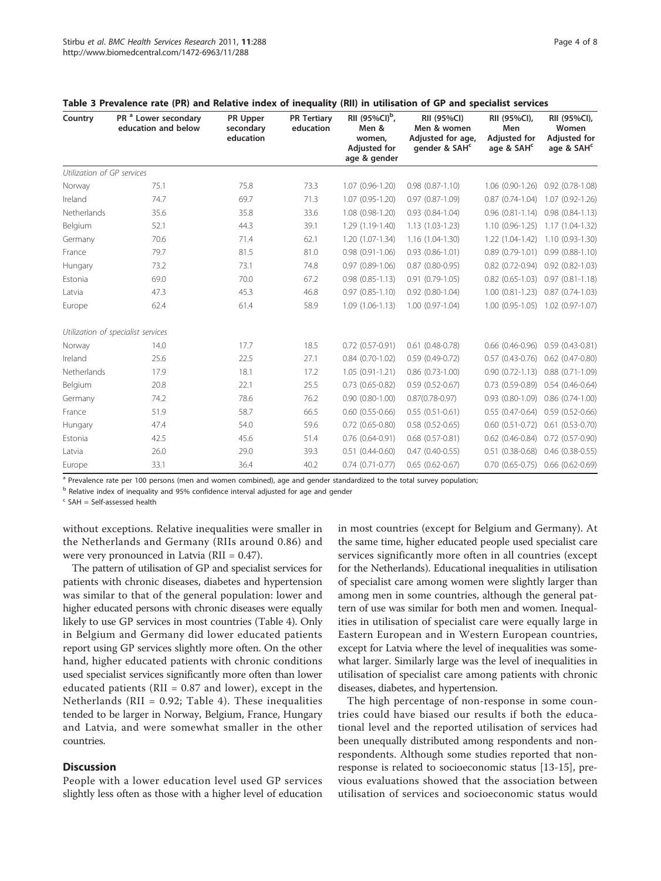**Table 3 Prevalence rate (PR) and Relative index of inequality (RII) in utilisation of GP and specialist services**

| Country | PR [a] Lower secondary education and below | PR Upper secondary education | PR Tertiary education | RII (95%CI)[b], Men & women, Adjusted for age & gender | RII (95%CI) Men & women Adjusted for age, gender & SAH[c] | RII (95%CI), Men Adjusted for age & SAH[c] | RII (95%CI), Women Adjusted for age & SAH[c] |
|---|---|---|---|---|---|---|---|
| *Utilization of GP services* | | | | | | | |
| Norway | 75.1 | 75.8 | 73.3 | 1.07 (0.96-1.20) | 0.98 (0.87-1.10) | 1.06 (0.90-1.26) | 0.92 (0.78-1.08) |
| Ireland | 74.7 | 69.7 | 71.3 | 1.07 (0.95-1.20) | 0.97 (0.87-1.09) | 0.87 (0.74-1.04) | 1.07 (0.92-1.26) |
| Netherlands | 35.6 | 35.8 | 33.6 | 1.08 (0.98-1.20) | 0.93 (0.84-1.04) | 0.96 (0.81-1.14) | 0.98 (0.84-1.13) |
| Belgium | 52.1 | 44.3 | 39.1 | 1.29 (1.19-1.40) | 1.13 (1.03-1.23) | 1.10 (0.96-1.25) | 1.17 (1.04-1.32) |
| Germany | 70.6 | 71.4 | 62.1 | 1.20 (1.07-1.34) | 1.16 (1.04-1.30) | 1.22 (1.04-1.42) | 1.10 (0.93-1.30) |
| France | 79.7 | 81.5 | 81.0 | 0.98 (0.91-1.06) | 0.93 (0.86-1.01) | 0.89 (0.79-1.01) | 0.99 (0.88-1.10) |
| Hungary | 73.2 | 73.1 | 74.8 | 0.97 (0.89-1.06) | 0.87 (0.80-0.95) | 0.82 (0.72-0.94) | 0.92 (0.82-1.03) |
| Estonia | 69.0 | 70.0 | 67.2 | 0.98 (0.85-1.13) | 0.91 (0.79-1.05) | 0.82 (0.65-1.03) | 0.97 (0.81-1.18) |
| Latvia | 47.3 | 45.3 | 46.8 | 0.97 (0.85-1.10) | 0.92 (0.80-1.04) | 1.00 (0.81-1.23) | 0.87 (0.74-1.03) |
| Europe | 62.4 | 61.4 | 58.9 | 1.09 (1.06-1.13) | 1.00 (0.97-1.04) | 1.00 (0.95-1.05) | 1.02 (0.97-1.07) |
| *Utilization of specialist services* | | | | | | | |
| Norway | 14.0 | 17.7 | 18.5 | 0.72 (0.57-0.91) | 0.61 (0.48-0.78) | 0.66 (0.46-0.96) | 0.59 (0.43-0.81) |
| Ireland | 25.6 | 22.5 | 27.1 | 0.84 (0.70-1.02) | 0.59 (0.49-0.72) | 0.57 (0.43-0.76) | 0.62 (0.47-0.80) |
| Netherlands | 17.9 | 18.1 | 17.2 | 1.05 (0.91-1.21) | 0.86 (0.73-1.00) | 0.90 (0.72-1.13) | 0.88 (0.71-1.09) |
| Belgium | 20.8 | 22.1 | 25.5 | 0.73 (0.65-0.82) | 0.59 (0.52-0.67) | 0.73 (0.59-0.89) | 0.54 (0.46-0.64) |
| Germany | 74.2 | 78.6 | 76.2 | 0.90 (0.80-1.00) | 0.87(0.78-0.97) | 0.93 (0.80-1.09) | 0.86 (0.74-1.00) |
| France | 51.9 | 58.7 | 66.5 | 0.60 (0.55-0.66) | 0.55 (0.51-0.61) | 0.55 (0.47-0.64) | 0.59 (0.52-0.66) |
| Hungary | 47.4 | 54.0 | 59.6 | 0.72 (0.65-0.80) | 0.58 (0.52-0.65) | 0.60 (0.51-0.72) | 0.61 (0.53-0.70) |
| Estonia | 42.5 | 45.6 | 51.4 | 0.76 (0.64-0.91) | 0.68 (0.57-0.81) | 0.62 (0.46-0.84) | 0.72 (0.57-0.90) |
| Latvia | 26.0 | 29.0 | 39.3 | 0.51 (0.44-0.60) | 0.47 (0.40-0.55) | 0.51 (0.38-0.68) | 0.46 (0.38-0.55) |
| Europe | 33.1 | 36.4 | 40.2 | 0.74 (0.71-0.77) | 0.65 (0.62-0.67) | 0.70 (0.65-0.75) | 0.66 (0.62-0.69) |

[a] Prevalence rate per 100 persons (men and women combined), age and gender standardized to the total survey population;

[b] Relative index of inequality and 95% confidence interval adjusted for age and gender

[c] SAH = Self-assessed health

without exceptions. Relative inequalities were smaller in the Netherlands and Germany (RIIs around 0.86) and were very pronounced in Latvia (RII = 0.47).

The pattern of utilisation of GP and specialist services for patients with chronic diseases, diabetes and hypertension was similar to that of the general population: lower and higher educated persons with chronic diseases were equally likely to use GP services in most countries (Table 4). Only in Belgium and Germany did lower educated patients report using GP services slightly more often. On the other hand, higher educated patients with chronic conditions used specialist services significantly more often than lower educated patients (RII = 0.87 and lower), except in the Netherlands (RII = 0.92; Table 4). These inequalities tended to be larger in Norway, Belgium, France, Hungary and Latvia, and were somewhat smaller in the other countries.

## Discussion

People with a lower education level used GP services slightly less often as those with a higher level of education in most countries (except for Belgium and Germany). At the same time, higher educated people used specialist care services significantly more often in all countries (except for the Netherlands). Educational inequalities in utilisation of specialist care among women were slightly larger than among men in some countries, although the general pattern of use was similar for both men and women. Inequalities in utilisation of specialist care were equally large in Eastern European and in Western European countries, except for Latvia where the level of inequalities was somewhat larger. Similarly large was the level of inequalities in utilisation of specialist care among patients with chronic diseases, diabetes, and hypertension.

The high percentage of non-response in some countries could have biased our results if both the educational level and the reported utilisation of services had been unequally distributed among respondents and non-respondents. Although some studies reported that non-response is related to socioeconomic status [13-15], previous evaluations showed that the association between utilisation of services and socioeconomic status would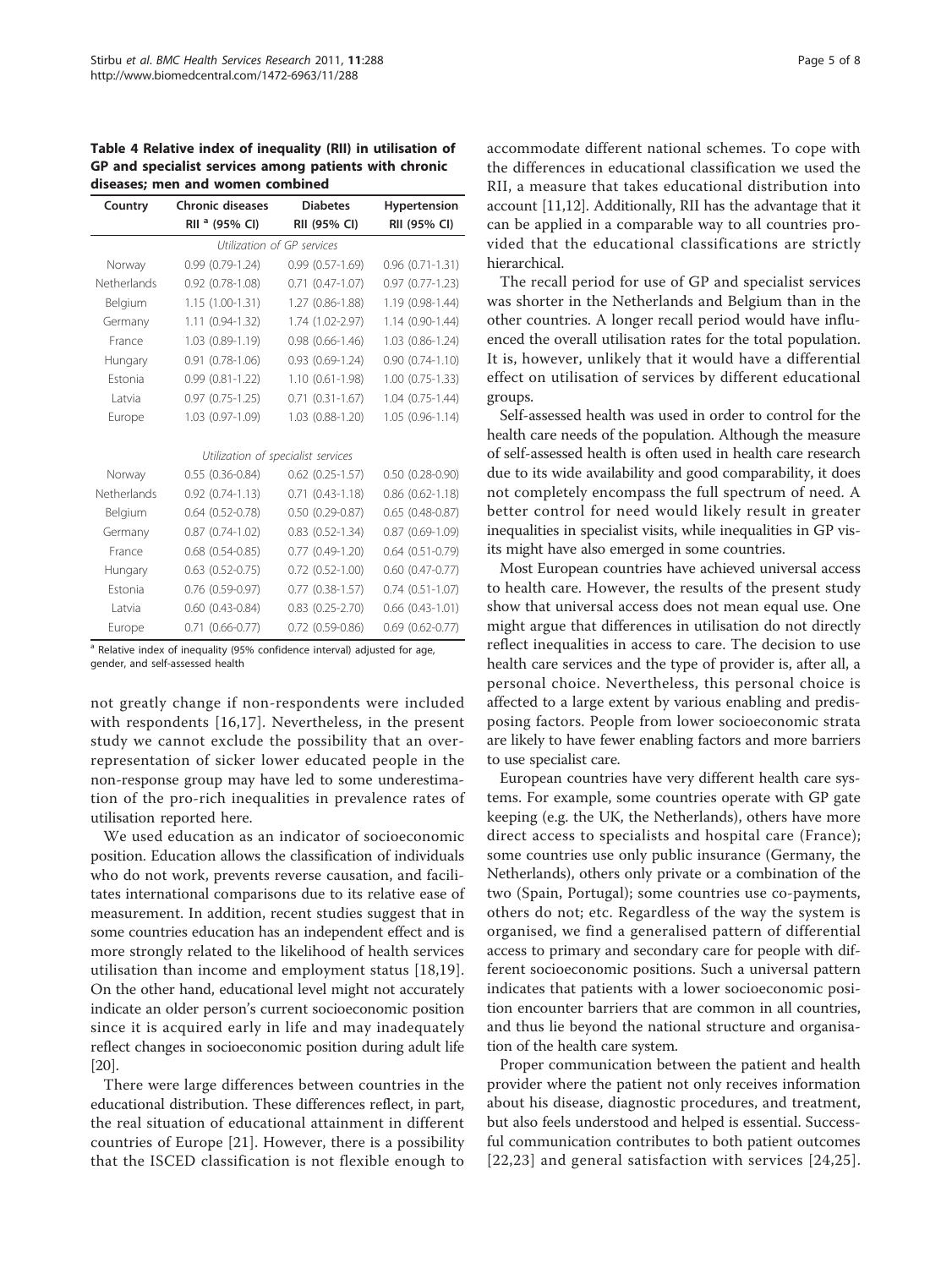**Table 4 Relative index of inequality (RII) in utilisation of GP and specialist services among patients with chronic diseases; men and women combined**

| Country | Chronic diseases RII [a] (95% CI) | Diabetes RII (95% CI) | Hypertension RII (95% CI) |
|---|---|---|---|
| *Utilization of GP services* | | | |
| Norway | 0.99 (0.79-1.24) | 0.99 (0.57-1.69) | 0.96 (0.71-1.31) |
| Netherlands | 0.92 (0.78-1.08) | 0.71 (0.47-1.07) | 0.97 (0.77-1.23) |
| Belgium | 1.15 (1.00-1.31) | 1.27 (0.86-1.88) | 1.19 (0.98-1.44) |
| Germany | 1.11 (0.94-1.32) | 1.74 (1.02-2.97) | 1.14 (0.90-1.44) |
| France | 1.03 (0.89-1.19) | 0.98 (0.66-1.46) | 1.03 (0.86-1.24) |
| Hungary | 0.91 (0.78-1.06) | 0.93 (0.69-1.24) | 0.90 (0.74-1.10) |
| Estonia | 0.99 (0.81-1.22) | 1.10 (0.61-1.98) | 1.00 (0.75-1.33) |
| Latvia | 0.97 (0.75-1.25) | 0.71 (0.31-1.67) | 1.04 (0.75-1.44) |
| Europe | 1.03 (0.97-1.09) | 1.03 (0.88-1.20) | 1.05 (0.96-1.14) |
| *Utilization of specialist services* | | | |
| Norway | 0.55 (0.36-0.84) | 0.62 (0.25-1.57) | 0.50 (0.28-0.90) |
| Netherlands | 0.92 (0.74-1.13) | 0.71 (0.43-1.18) | 0.86 (0.62-1.18) |
| Belgium | 0.64 (0.52-0.78) | 0.50 (0.29-0.87) | 0.65 (0.48-0.87) |
| Germany | 0.87 (0.74-1.02) | 0.83 (0.52-1.34) | 0.87 (0.69-1.09) |
| France | 0.68 (0.54-0.85) | 0.77 (0.49-1.20) | 0.64 (0.51-0.79) |
| Hungary | 0.63 (0.52-0.75) | 0.72 (0.52-1.00) | 0.60 (0.47-0.77) |
| Estonia | 0.76 (0.59-0.97) | 0.77 (0.38-1.57) | 0.74 (0.51-1.07) |
| Latvia | 0.60 (0.43-0.84) | 0.83 (0.25-2.70) | 0.66 (0.43-1.01) |
| Europe | 0.71 (0.66-0.77) | 0.72 (0.59-0.86) | 0.69 (0.62-0.77) |

[a] Relative index of inequality (95% confidence interval) adjusted for age, gender, and self-assessed health

not greatly change if non-respondents were included with respondents [16,17]. Nevertheless, in the present study we cannot exclude the possibility that an over-representation of sicker lower educated people in the non-response group may have led to some underestimation of the pro-rich inequalities in prevalence rates of utilisation reported here.

We used education as an indicator of socioeconomic position. Education allows the classification of individuals who do not work, prevents reverse causation, and facilitates international comparisons due to its relative ease of measurement. In addition, recent studies suggest that in some countries education has an independent effect and is more strongly related to the likelihood of health services utilisation than income and employment status [18,19]. On the other hand, educational level might not accurately indicate an older person's current socioeconomic position since it is acquired early in life and may inadequately reflect changes in socioeconomic position during adult life [20].

There were large differences between countries in the educational distribution. These differences reflect, in part, the real situation of educational attainment in different countries of Europe [21]. However, there is a possibility that the ISCED classification is not flexible enough to accommodate different national schemes. To cope with the differences in educational classification we used the RII, a measure that takes educational distribution into account [11,12]. Additionally, RII has the advantage that it can be applied in a comparable way to all countries provided that the educational classifications are strictly hierarchical.

The recall period for use of GP and specialist services was shorter in the Netherlands and Belgium than in the other countries. A longer recall period would have influenced the overall utilisation rates for the total population. It is, however, unlikely that it would have a differential effect on utilisation of services by different educational groups.

Self-assessed health was used in order to control for the health care needs of the population. Although the measure of self-assessed health is often used in health care research due to its wide availability and good comparability, it does not completely encompass the full spectrum of need. A better control for need would likely result in greater inequalities in specialist visits, while inequalities in GP visits might have also emerged in some countries.

Most European countries have achieved universal access to health care. However, the results of the present study show that universal access does not mean equal use. One might argue that differences in utilisation do not directly reflect inequalities in access to care. The decision to use health care services and the type of provider is, after all, a personal choice. Nevertheless, this personal choice is affected to a large extent by various enabling and predisposing factors. People from lower socioeconomic strata are likely to have fewer enabling factors and more barriers to use specialist care.

European countries have very different health care systems. For example, some countries operate with GP gate keeping (e.g. the UK, the Netherlands), others have more direct access to specialists and hospital care (France); some countries use only public insurance (Germany, the Netherlands), others only private or a combination of the two (Spain, Portugal); some countries use co-payments, others do not; etc. Regardless of the way the system is organised, we find a generalised pattern of differential access to primary and secondary care for people with different socioeconomic positions. Such a universal pattern indicates that patients with a lower socioeconomic position encounter barriers that are common in all countries, and thus lie beyond the national structure and organisation of the health care system.

Proper communication between the patient and health provider where the patient not only receives information about his disease, diagnostic procedures, and treatment, but also feels understood and helped is essential. Successful communication contributes to both patient outcomes [22,23] and general satisfaction with services [24,25].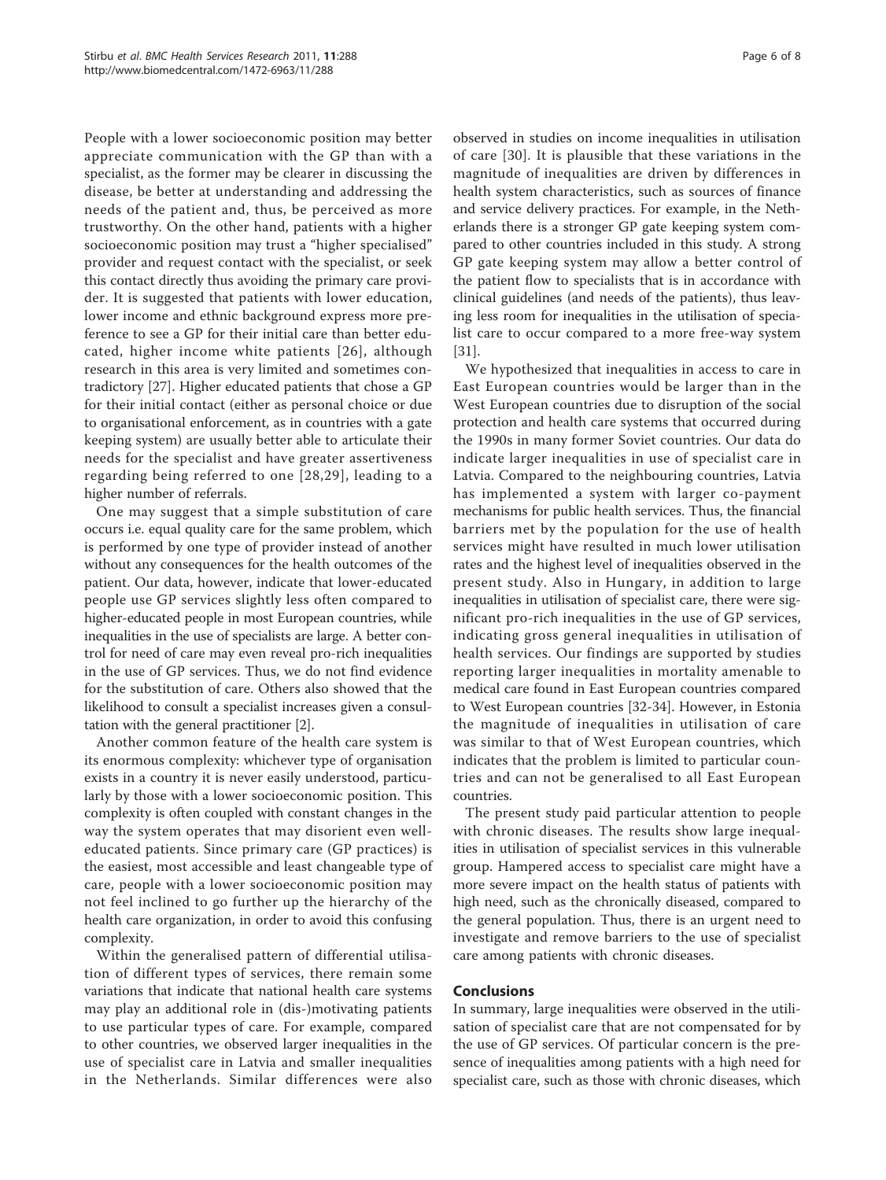People with a lower socioeconomic position may better appreciate communication with the GP than with a specialist, as the former may be clearer in discussing the disease, be better at understanding and addressing the needs of the patient and, thus, be perceived as more trustworthy. On the other hand, patients with a higher socioeconomic position may trust a "higher specialised" provider and request contact with the specialist, or seek this contact directly thus avoiding the primary care provider. It is suggested that patients with lower education, lower income and ethnic background express more preference to see a GP for their initial care than better educated, higher income white patients [26], although research in this area is very limited and sometimes contradictory [27]. Higher educated patients that chose a GP for their initial contact (either as personal choice or due to organisational enforcement, as in countries with a gate keeping system) are usually better able to articulate their needs for the specialist and have greater assertiveness regarding being referred to one [28,29], leading to a higher number of referrals.

One may suggest that a simple substitution of care occurs i.e. equal quality care for the same problem, which is performed by one type of provider instead of another without any consequences for the health outcomes of the patient. Our data, however, indicate that lower-educated people use GP services slightly less often compared to higher-educated people in most European countries, while inequalities in the use of specialists are large. A better control for need of care may even reveal pro-rich inequalities in the use of GP services. Thus, we do not find evidence for the substitution of care. Others also showed that the likelihood to consult a specialist increases given a consultation with the general practitioner [2].

Another common feature of the health care system is its enormous complexity: whichever type of organisation exists in a country it is never easily understood, particularly by those with a lower socioeconomic position. This complexity is often coupled with constant changes in the way the system operates that may disorient even well-educated patients. Since primary care (GP practices) is the easiest, most accessible and least changeable type of care, people with a lower socioeconomic position may not feel inclined to go further up the hierarchy of the health care organization, in order to avoid this confusing complexity.

Within the generalised pattern of differential utilisation of different types of services, there remain some variations that indicate that national health care systems may play an additional role in (dis-)motivating patients to use particular types of care. For example, compared to other countries, we observed larger inequalities in the use of specialist care in Latvia and smaller inequalities in the Netherlands. Similar differences were also observed in studies on income inequalities in utilisation of care [30]. It is plausible that these variations in the magnitude of inequalities are driven by differences in health system characteristics, such as sources of finance and service delivery practices. For example, in the Netherlands there is a stronger GP gate keeping system compared to other countries included in this study. A strong GP gate keeping system may allow a better control of the patient flow to specialists that is in accordance with clinical guidelines (and needs of the patients), thus leaving less room for inequalities in the utilisation of specialist care to occur compared to a more free-way system [31].

We hypothesized that inequalities in access to care in East European countries would be larger than in the West European countries due to disruption of the social protection and health care systems that occurred during the 1990s in many former Soviet countries. Our data do indicate larger inequalities in use of specialist care in Latvia. Compared to the neighbouring countries, Latvia has implemented a system with larger co-payment mechanisms for public health services. Thus, the financial barriers met by the population for the use of health services might have resulted in much lower utilisation rates and the highest level of inequalities observed in the present study. Also in Hungary, in addition to large inequalities in utilisation of specialist care, there were significant pro-rich inequalities in the use of GP services, indicating gross general inequalities in utilisation of health services. Our findings are supported by studies reporting larger inequalities in mortality amenable to medical care found in East European countries compared to West European countries [32-34]. However, in Estonia the magnitude of inequalities in utilisation of care was similar to that of West European countries, which indicates that the problem is limited to particular countries and can not be generalised to all East European countries.

The present study paid particular attention to people with chronic diseases. The results show large inequalities in utilisation of specialist services in this vulnerable group. Hampered access to specialist care might have a more severe impact on the health status of patients with high need, such as the chronically diseased, compared to the general population. Thus, there is an urgent need to investigate and remove barriers to the use of specialist care among patients with chronic diseases.

## Conclusions

In summary, large inequalities were observed in the utilisation of specialist care that are not compensated for by the use of GP services. Of particular concern is the presence of inequalities among patients with a high need for specialist care, such as those with chronic diseases, which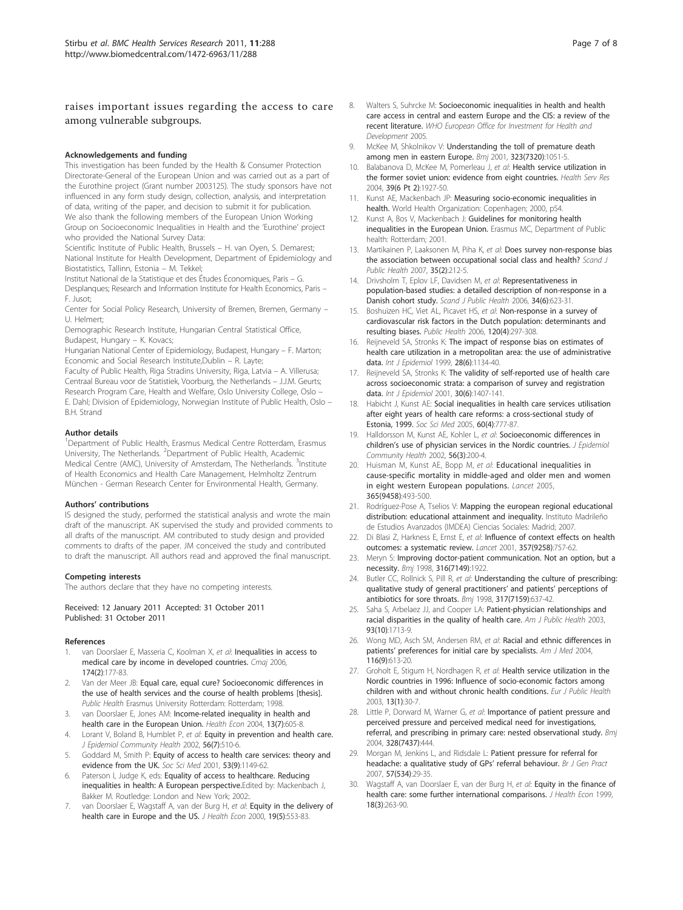raises important issues regarding the access to care among vulnerable subgroups.

#### Acknowledgements and funding

This investigation has been funded by the Health & Consumer Protection Directorate-General of the European Union and was carried out as a part of the Eurothine project (Grant number 2003125). The study sponsors have not influenced in any form study design, collection, analysis, and interpretation of data, writing of the paper, and decision to submit it for publication. We also thank the following members of the European Union Working Group on Socioeconomic Inequalities in Health and the 'Eurothine' project who provided the National Survey Data:

Scientific Institute of Public Health, Brussels – H. van Oyen, S. Demarest; National Institute for Health Development, Department of Epidemiology and Biostatistics, Tallinn, Estonia – M. Tekkel;

Institut National de la Statistique et des Études Économiques, Paris – G. Desplanques; Research and Information Institute for Health Economics, Paris – F. Jusot;

Center for Social Policy Research, University of Bremen, Bremen, Germany – U. Helmert;

Demographic Research Institute, Hungarian Central Statistical Office, Budapest, Hungary – K. Kovacs;

Hungarian National Center of Epidemiology, Budapest, Hungary – F. Marton; Economic and Social Research Institute,Dublin – R. Layte;

Faculty of Public Health, Riga Stradins University, Riga, Latvia – A. Villerusa; Centraal Bureau voor de Statistiek, Voorburg, the Netherlands – J.J.M. Geurts; Research Program Care, Health and Welfare, Oslo University College, Oslo – E. Dahl; Division of Epidemiology, Norwegian Institute of Public Health, Oslo – B.H. Strand

#### Author details

[1]Department of Public Health, Erasmus Medical Centre Rotterdam, Erasmus University, The Netherlands. [2]Department of Public Health, Academic Medical Centre (AMC), University of Amsterdam, The Netherlands. [3]Institute of Health Economics and Health Care Management, Helmholtz Zentrum München - German Research Center for Environmental Health, Germany.

#### Authors' contributions

IS designed the study, performed the statistical analysis and wrote the main draft of the manuscript. AK supervised the study and provided comments to all drafts of the manuscript. AM contributed to study design and provided comments to drafts of the paper. JM conceived the study and contributed to draft the manuscript. All authors read and approved the final manuscript.

#### Competing interests

The authors declare that they have no competing interests.

Received: 12 January 2011 Accepted: 31 October 2011
Published: 31 October 2011

#### References

1. van Doorslaer E, Masseria C, Koolman X, *et al*: **Inequalities in access to medical care by income in developed countries.** *Cmaj* 2006, **174(2)**:177-83.
2. Van der Meer JB: **Equal care, equal cure? Socioeconomic differences in the use of health services and the course of health problems [thesis].** *Public Health* Erasmus University Rotterdam: Rotterdam; 1998.
3. van Doorslaer E, Jones AM: **Income-related inequality in health and health care in the European Union.** *Health Econ* 2004, **13(7)**:605-8.
4. Lorant V, Boland B, Humblet P, *et al*: **Equity in prevention and health care.** *J Epidemiol Community Health* 2002, **56(7)**:510-6.
5. Goddard M, Smith P: **Equity of access to health care services: theory and evidence from the UK.** *Soc Sci Med* 2001, **53(9)**:1149-62.
6. Paterson I, Judge K, eds: **Equality of access to healthcare. Reducing inequalities in health: A European perspective.**Edited by: Mackenbach J, Bakker M. Routledge: London and New York; 2002:.
7. van Doorslaer E, Wagstaff A, van der Burg H, *et al*: **Equity in the delivery of health care in Europe and the US.** *J Health Econ* 2000, **19(5)**:553-83.
8. Walters S, Suhrcke M: **Socioeconomic inequalities in health and health care access in central and eastern Europe and the CIS: a review of the recent literature.** *WHO European Office for Investment for Health and Development* 2005.
9. McKee M, Shkolnikov V: **Understanding the toll of premature death among men in eastern Europe.** *Bmj* 2001, **323(7320)**:1051-5.
10. Balabanova D, McKee M, Pomerleau J, *et al*: **Health service utilization in the former soviet union: evidence from eight countries.** *Health Serv Res* 2004, **39(6 Pt 2)**:1927-50.
11. Kunst AE, Mackenbach JP: **Measuring socio-economic inequalities in health.** World Health Organization: Copenhagen; 2000, p54.
12. Kunst A, Bos V, Mackenbach J: **Guidelines for monitoring health inequalities in the European Union.** Erasmus MC, Department of Public health: Rotterdam; 2001.
13. Martikainen P, Laaksonen M, Piha K, *et al*: **Does survey non-response bias the association between occupational social class and health?** *Scand J Public Health* 2007, **35(2)**:212-5.
14. Drivsholm T, Eplov LF, Davidsen M, *et al*: **Representativeness in population-based studies: a detailed description of non-response in a Danish cohort study.** *Scand J Public Health* 2006, **34(6)**:623-31.
15. Boshuizen HC, Viet AL, Picavet HS, *et al*: **Non-response in a survey of cardiovascular risk factors in the Dutch population: determinants and resulting biases.** *Public Health* 2006, **120(4)**:297-308.
16. Reijneveld SA, Stronks K: **The impact of response bias on estimates of health care utilization in a metropolitan area: the use of administrative data.** *Int J Epidemiol* 1999, **28(6)**:1134-40.
17. Reijneveld SA, Stronks K: **The validity of self-reported use of health care across socioeconomic strata: a comparison of survey and registration data.** *Int J Epidemiol* 2001, **30(6)**:1407-141.
18. Habicht J, Kunst AE: **Social inequalities in health care services utilisation after eight years of health care reforms: a cross-sectional study of Estonia, 1999.** *Soc Sci Med* 2005, **60(4)**:777-87.
19. Halldorsson M, Kunst AE, Kohler L, *et al*: **Socioeconomic differences in children's use of physician services in the Nordic countries.** *J Epidemiol Community Health* 2002, **56(3)**:200-4.
20. Huisman M, Kunst AE, Bopp M, *et al*: **Educational inequalities in cause-specific mortality in middle-aged and older men and women in eight western European populations.** *Lancet* 2005, **365(9458)**:493-500.
21. Rodríguez-Pose A, Tselios V: **Mapping the european regional educational distribution: educational attainment and inequality.** Instituto Madrileño de Estudios Avanzados (IMDEA) Ciencias Sociales: Madrid; 2007.
22. Di Blasi Z, Harkness E, Ernst E, *et al*: **Influence of context effects on health outcomes: a systematic review.** *Lancet* 2001, **357(9258)**:757-62.
23. Meryn S: **Improving doctor-patient communication. Not an option, but a necessity.** *Bmj* 1998, **316(7149)**:1922.
24. Butler CC, Rollnick S, Pill R, *et al*: **Understanding the culture of prescribing: qualitative study of general practitioners' and patients' perceptions of antibiotics for sore throats.** *Bmj* 1998, **317(7159)**:637-42.
25. Saha S, Arbelaez JJ, and Cooper LA: **Patient-physician relationships and racial disparities in the quality of health care.** *Am J Public Health* 2003, **93(10)**:1713-9.
26. Wong MD, Asch SM, Andersen RM, *et al*: **Racial and ethnic differences in patients' preferences for initial care by specialists.** *Am J Med* 2004, **116(9)**:613-20.
27. Groholt E, Stigum H, Nordhagen R, *et al*: **Health service utilization in the Nordic countries in 1996: Influence of socio-economic factors among children with and without chronic health conditions.** *Eur J Public Health* 2003, **13(1)**:30-7.
28. Little P, Dorward M, Warner G, *et al*: **Importance of patient pressure and perceived pressure and perceived medical need for investigations, referral, and prescribing in primary care: nested observational study.** *Bmj* 2004, **328(7437)**:444.
29. Morgan M, Jenkins L, and Ridsdale L: **Patient pressure for referral for headache: a qualitative study of GPs' referral behaviour.** *Br J Gen Pract* 2007, **57(534)**:29-35.
30. Wagstaff A, van Doorslaer E, van der Burg H, *et al*: **Equity in the finance of health care: some further international comparisons.** *J Health Econ* 1999, **18(3)**:263-90.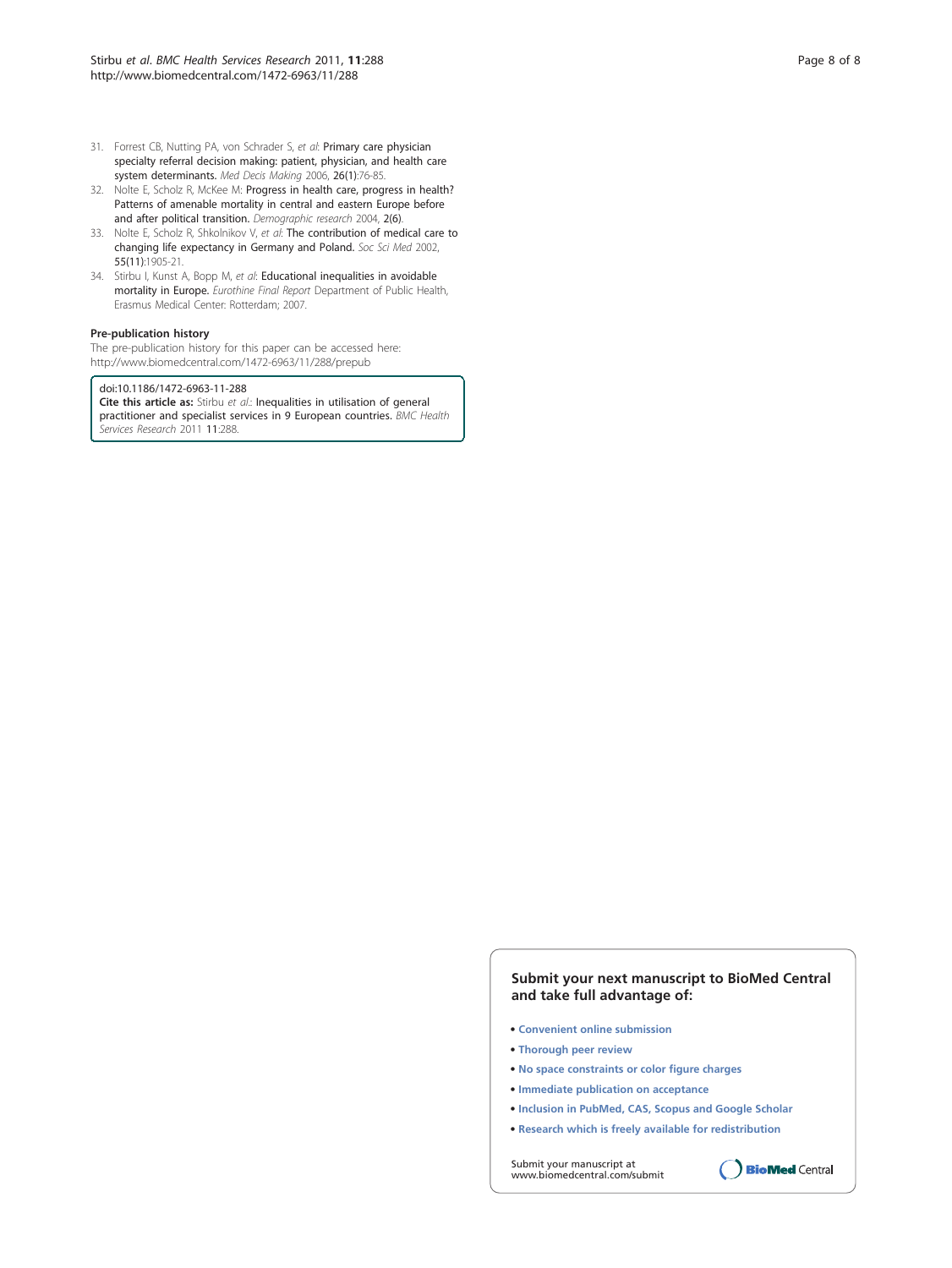31. Forrest CB, Nutting PA, von Schrader S, *et al*: **Primary care physician specialty referral decision making: patient, physician, and health care system determinants.** *Med Decis Making* 2006, **26(1)**:76-85.
32. Nolte E, Scholz R, McKee M: **Progress in health care, progress in health? Patterns of amenable mortality in central and eastern Europe before and after political transition.** *Demographic research* 2004, **2(6)**.
33. Nolte E, Scholz R, Shkolnikov V, *et al*: **The contribution of medical care to changing life expectancy in Germany and Poland.** *Soc Sci Med* 2002, **55(11)**:1905-21.
34. Stirbu I, Kunst A, Bopp M, *et al*: **Educational inequalities in avoidable mortality in Europe.** *Eurothine Final Report* Department of Public Health, Erasmus Medical Center: Rotterdam; 2007.

#### Pre-publication history

The pre-publication history for this paper can be accessed here:
http://www.biomedcentral.com/1472-6963/11/288/prepub

doi:10.1186/1472-6963-11-288

**Cite this article as:** Stirbu *et al.*: Inequalities in utilisation of general practitioner and specialist services in 9 European countries. *BMC Health Services Research* 2011 **11**:288.

**Submit your next manuscript to BioMed Central and take full advantage of:**

- **Convenient online submission**
- **Thorough peer review**
- **No space constraints or color figure charges**
- **Immediate publication on acceptance**
- **Inclusion in PubMed, CAS, Scopus and Google Scholar**
- **Research which is freely available for redistribution**

Submit your manuscript at
www.biomedcentral.com/submit

BioMed Central